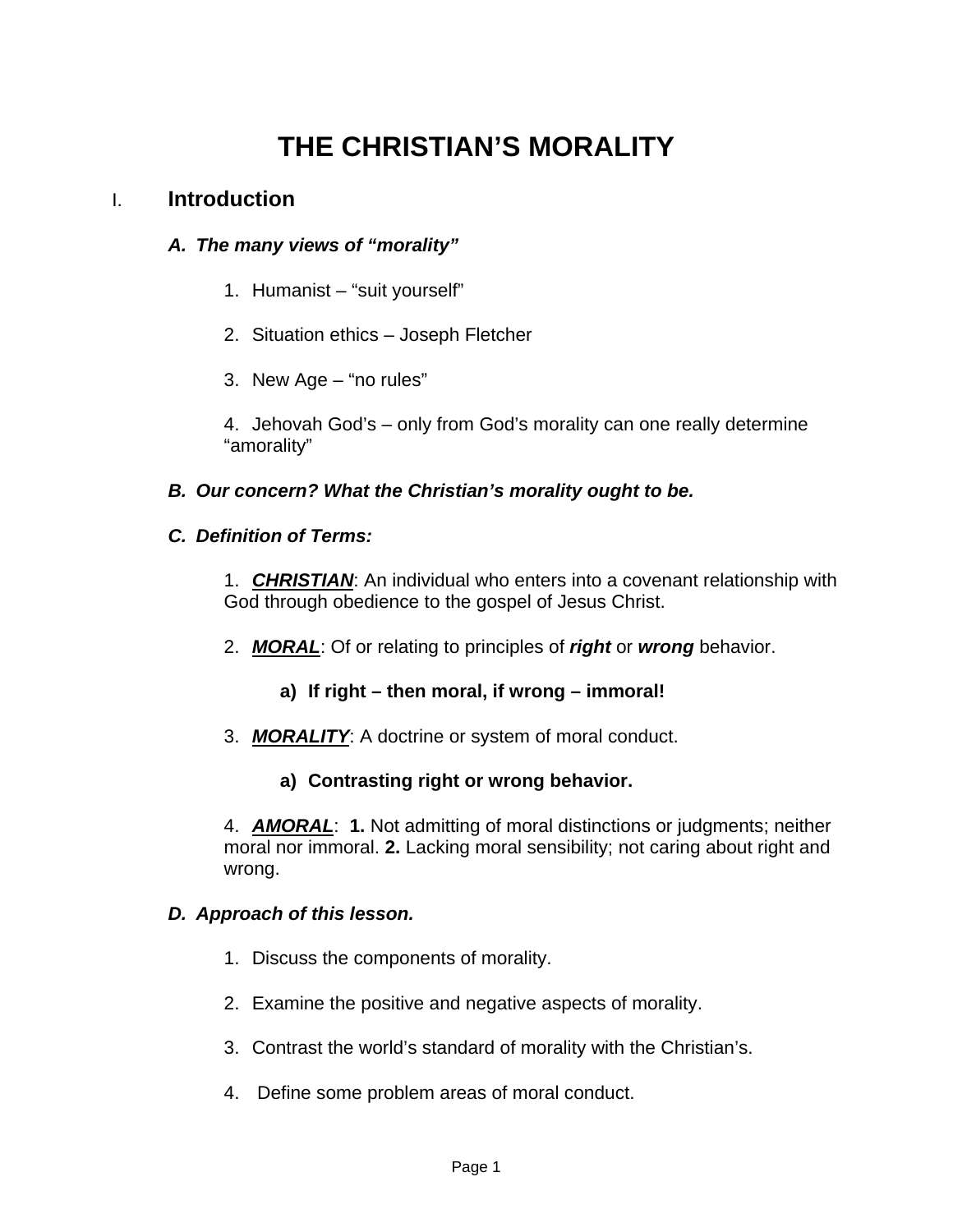# THE CHRISTIAN'S MORALITY

## I. Introduction

### *A. The many views of "morality"*

1. Humanist – "suit yourself"

2. Situation ethics – Joseph Fletcher

3. New Age – "no rules"

4. Jehovah God's – only from God's morality can one really determine "amorality"

### *B. Our concern? What the Christian's morality ought to be.*

### *C. Definition of Terms:*

1. ***CHRISTIAN***: An individual who enters into a covenant relationship with God through obedience to the gospel of Jesus Christ.

2. ***MORAL***: Of or relating to principles of ***right*** or ***wrong*** behavior.

   **a) If right – then moral, if wrong – immoral!**

3. ***MORALITY***: A doctrine or system of moral conduct.

   **a) Contrasting right or wrong behavior.**

4. ***AMORAL***: **1.** Not admitting of moral distinctions or judgments; neither moral nor immoral. **2.** Lacking moral sensibility; not caring about right and wrong.

### *D. Approach of this lesson.*

1. Discuss the components of morality.

2. Examine the positive and negative aspects of morality.

3. Contrast the world's standard of morality with the Christian's.

4. Define some problem areas of moral conduct.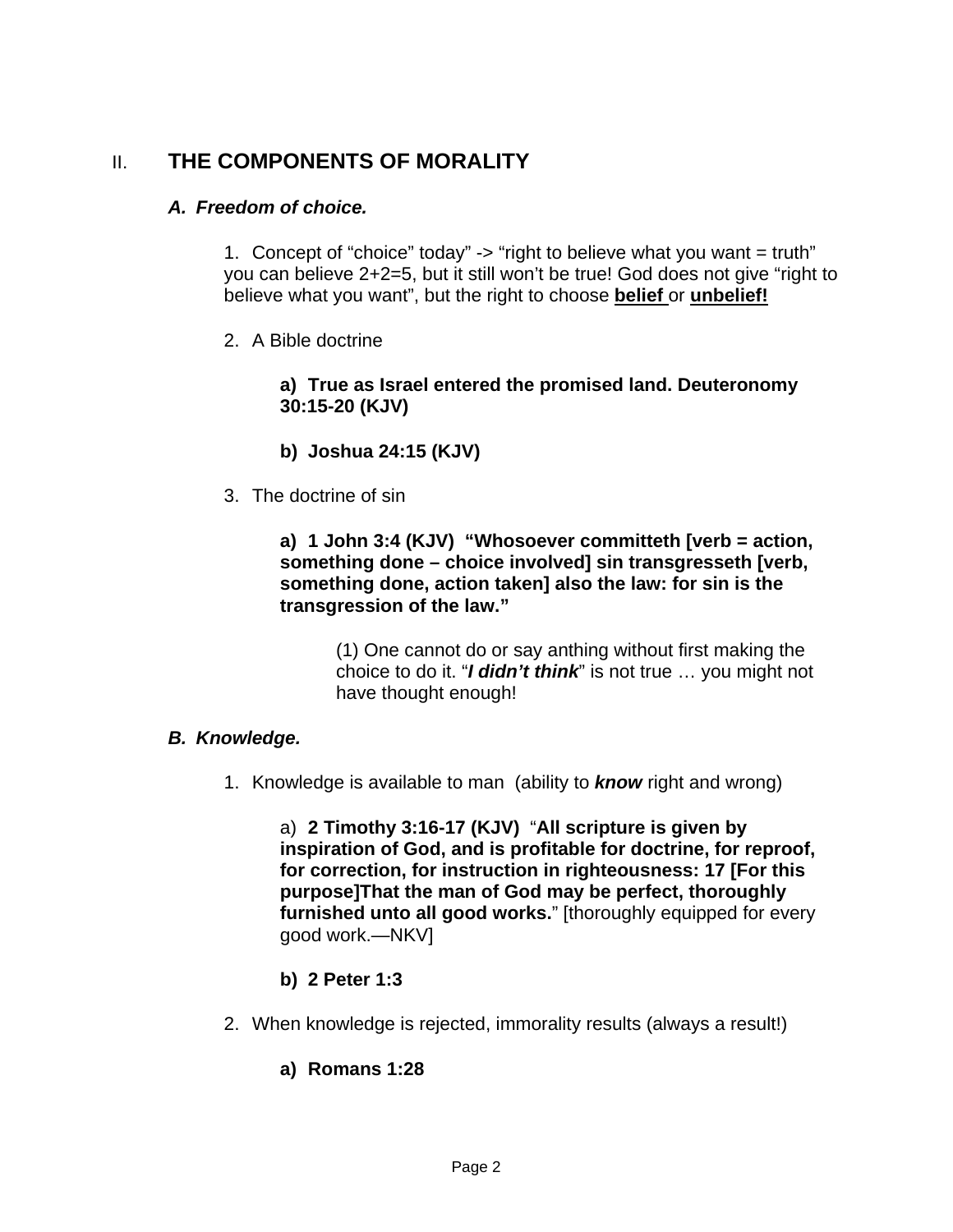## II. THE COMPONENTS OF MORALITY

### *A. Freedom of choice.*

1. Concept of “choice” today” -> “right to believe what you want = truth” you can believe 2+2=5, but it still won’t be true! God does not give “right to believe what you want”, but the right to choose **belief** or **unbelief!**

2. A Bible doctrine

    **a) True as Israel entered the promised land. Deuteronomy 30:15-20 (KJV)**

    **b) Joshua 24:15 (KJV)**

3. The doctrine of sin

    **a) 1 John 3:4 (KJV) “Whosoever committeth [verb = action, something done – choice involved] sin transgresseth [verb, something done, action taken] also the law: for sin is the transgression of the law.”**

    (1) One cannot do or say anthing without first making the choice to do it. “***I didn’t think***” is not true … you might not have thought enough!

### *B. Knowledge.*

1. Knowledge is available to man (ability to ***know*** right and wrong)

    a) **2 Timothy 3:16-17 (KJV)** “**All scripture is given by inspiration of God, and is profitable for doctrine, for reproof, for correction, for instruction in righteousness: 17 [For this purpose]That the man of God may be perfect, thoroughly furnished unto all good works.**” [thoroughly equipped for every good work.—NKV]

    **b) 2 Peter 1:3**

2. When knowledge is rejected, immorality results (always a result!)

    **a) Romans 1:28**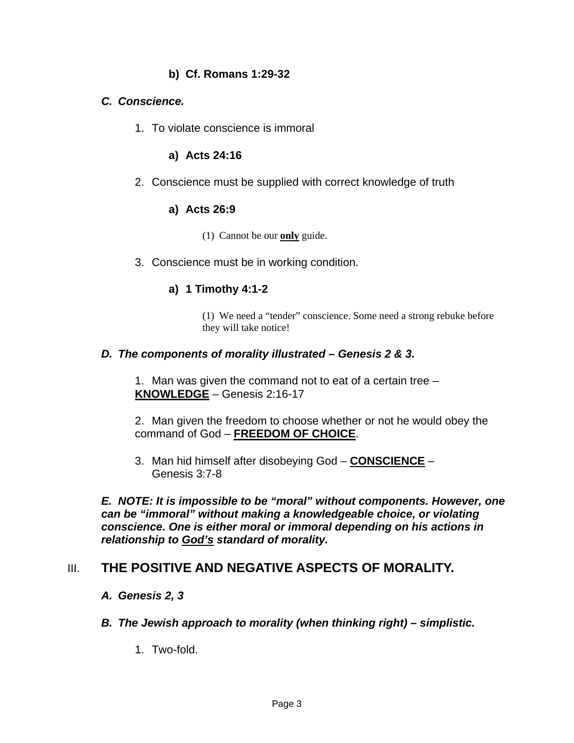**b) Cf. Romans 1:29-32**

***C. Conscience.***

1. To violate conscience is immoral

   **a) Acts 24:16**

2. Conscience must be supplied with correct knowledge of truth

   **a) Acts 26:9**

   (1) Cannot be our **<u>only</u>** guide.

3. Conscience must be in working condition.

   **a) 1 Timothy 4:1-2**

   (1) We need a "tender" conscience. Some need a strong rebuke before they will take notice!

***D. The components of morality illustrated – Genesis 2 & 3.***

1. Man was given the command not to eat of a certain tree – **<u>KNOWLEDGE</u>** – Genesis 2:16-17

2. Man given the freedom to choose whether or not he would obey the command of God – **<u>FREEDOM OF CHOICE</u>**.

3. Man hid himself after disobeying God – **<u>CONSCIENCE</u>** – Genesis 3:7-8

***E. NOTE: It is impossible to be "moral" without components. However, one can be "immoral" without making a knowledgeable choice, or violating conscience. One is either moral or immoral depending on his actions in relationship to <u>God's</u> standard of morality.***

## III. THE POSITIVE AND NEGATIVE ASPECTS OF MORALITY.

***A. Genesis 2, 3***

***B. The Jewish approach to morality (when thinking right) – simplistic.***

1. Two-fold.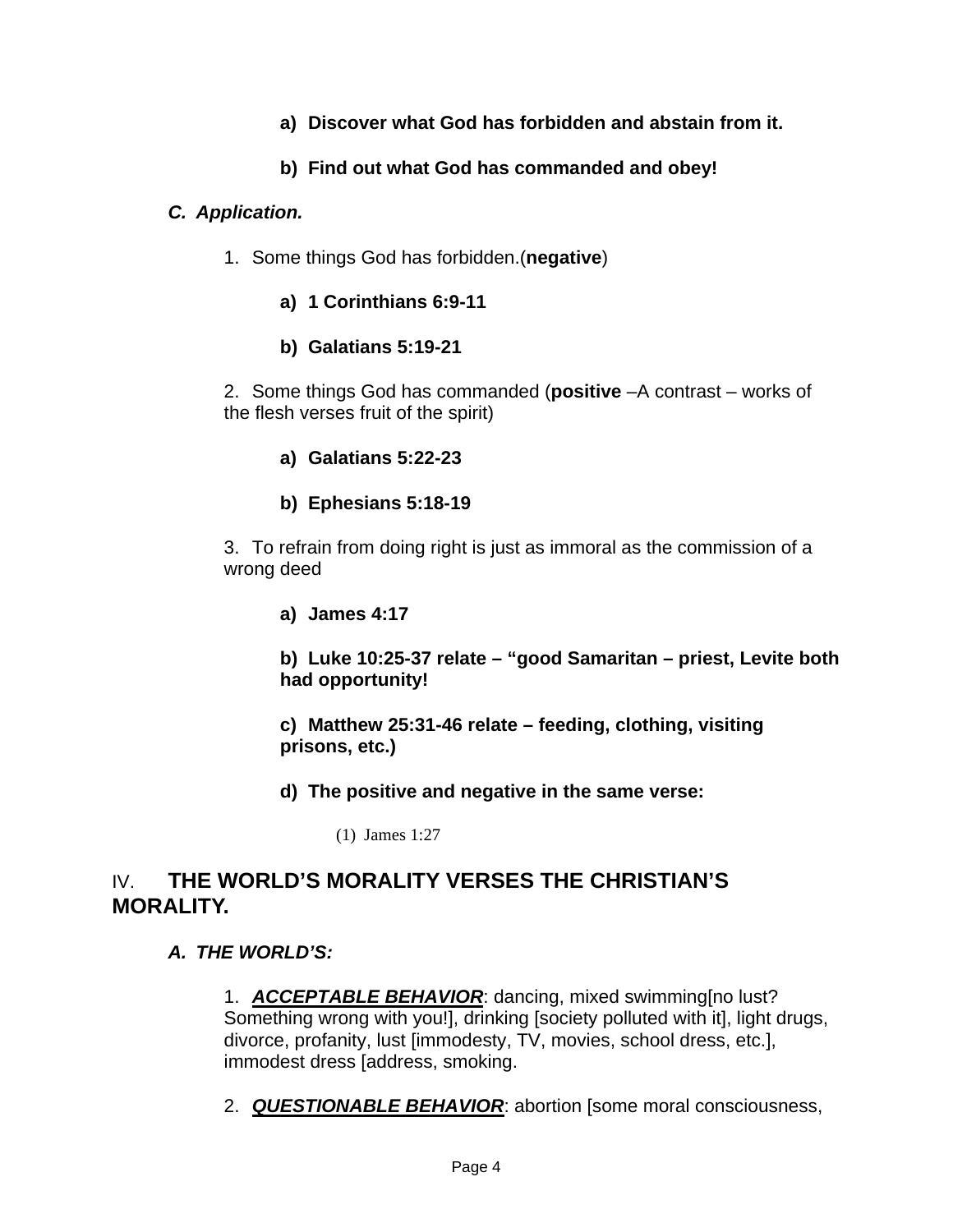**a) Discover what God has forbidden and abstain from it.**

**b) Find out what God has commanded and obey!**

***C. Application.***

1. Some things God has forbidden.(**negative**)

**a) 1 Corinthians 6:9-11**

**b) Galatians 5:19-21**

2. Some things God has commanded (**positive** –A contrast – works of the flesh verses fruit of the spirit)

**a) Galatians 5:22-23**

**b) Ephesians 5:18-19**

3. To refrain from doing right is just as immoral as the commission of a wrong deed

**a) James 4:17**

**b) Luke 10:25-37 relate – "good Samaritan – priest, Levite both had opportunity!**

**c) Matthew 25:31-46 relate – feeding, clothing, visiting prisons, etc.)**

**d) The positive and negative in the same verse:**

(1) James 1:27

## IV. THE WORLD'S MORALITY VERSES THE CHRISTIAN'S MORALITY.

***A. THE WORLD'S:***

1. ***ACCEPTABLE BEHAVIOR***: dancing, mixed swimming[no lust? Something wrong with you!], drinking [society polluted with it], light drugs, divorce, profanity, lust [immodesty, TV, movies, school dress, etc.], immodest dress [address, smoking.

2. ***QUESTIONABLE BEHAVIOR***: abortion [some moral consciousness,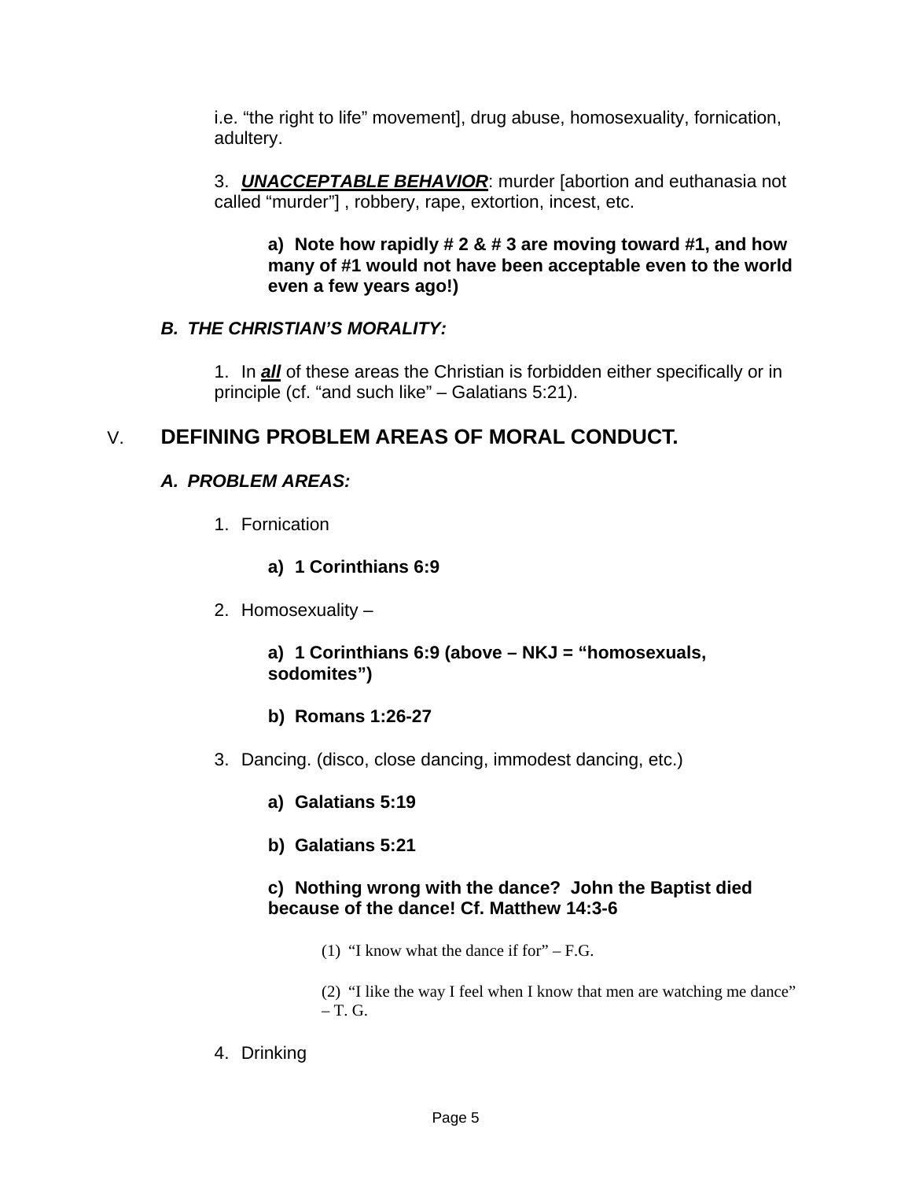i.e. "the right to life" movement], drug abuse, homosexuality, fornication, adultery.

3. ***UNACCEPTABLE BEHAVIOR***: murder [abortion and euthanasia not called "murder"] , robbery, rape, extortion, incest, etc.

**a) Note how rapidly # 2 & # 3 are moving toward #1, and how many of #1 would not have been acceptable even to the world even a few years ago!)**

### *B. THE CHRISTIAN'S MORALITY:*

1. In ***all*** of these areas the Christian is forbidden either specifically or in principle (cf. "and such like" – Galatians 5:21).

## V. DEFINING PROBLEM AREAS OF MORAL CONDUCT.

### *A. PROBLEM AREAS:*

1. Fornication

**a) 1 Corinthians 6:9**

2. Homosexuality –

**a) 1 Corinthians 6:9 (above – NKJ = "homosexuals, sodomites")**

**b) Romans 1:26-27**

3. Dancing. (disco, close dancing, immodest dancing, etc.)

**a) Galatians 5:19**

**b) Galatians 5:21**

**c) Nothing wrong with the dance? John the Baptist died because of the dance! Cf. Matthew 14:3-6**

(1) "I know what the dance if for" – F.G.

(2) "I like the way I feel when I know that men are watching me dance" – T. G.

4. Drinking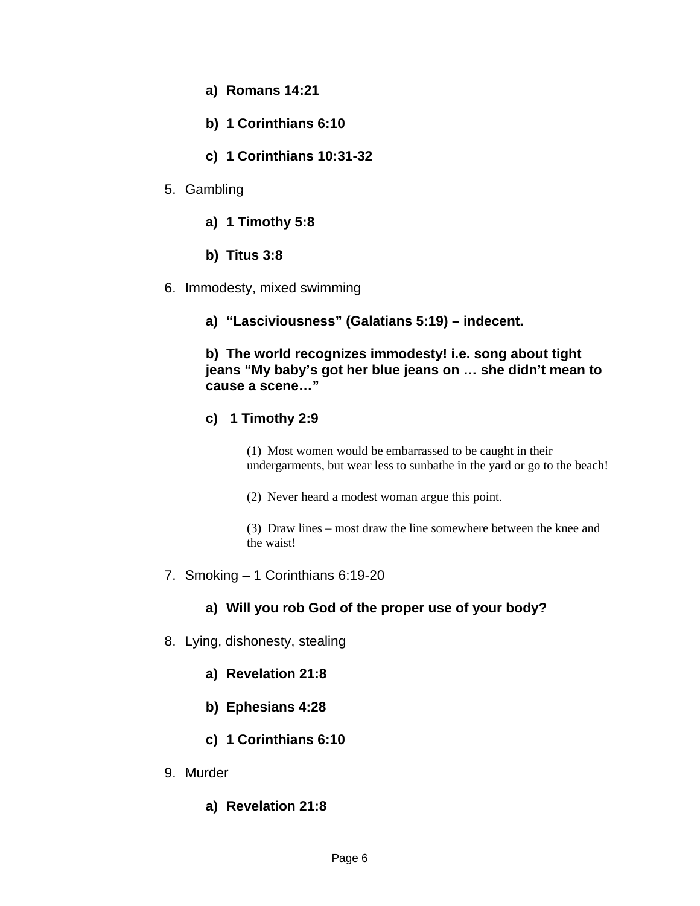- **a) Romans 14:21**

   - **b) 1 Corinthians 6:10**

   - **c) 1 Corinthians 10:31-32**

5. Gambling

   - **a) 1 Timothy 5:8**

   - **b) Titus 3:8**

6. Immodesty, mixed swimming

   - **a) "Lasciviousness" (Galatians 5:19) – indecent.**

   - **b) The world recognizes immodesty! i.e. song about tight jeans "My baby's got her blue jeans on … she didn't mean to cause a scene…"**

   - **c) 1 Timothy 2:9**

     - (1) Most women would be embarrassed to be caught in their undergarments, but wear less to sunbathe in the yard or go to the beach!

     - (2) Never heard a modest woman argue this point.

     - (3) Draw lines – most draw the line somewhere between the knee and the waist!

7. Smoking – 1 Corinthians 6:19-20

   - **a) Will you rob God of the proper use of your body?**

8. Lying, dishonesty, stealing

   - **a) Revelation 21:8**

   - **b) Ephesians 4:28**

   - **c) 1 Corinthians 6:10**

9. Murder

   - **a) Revelation 21:8**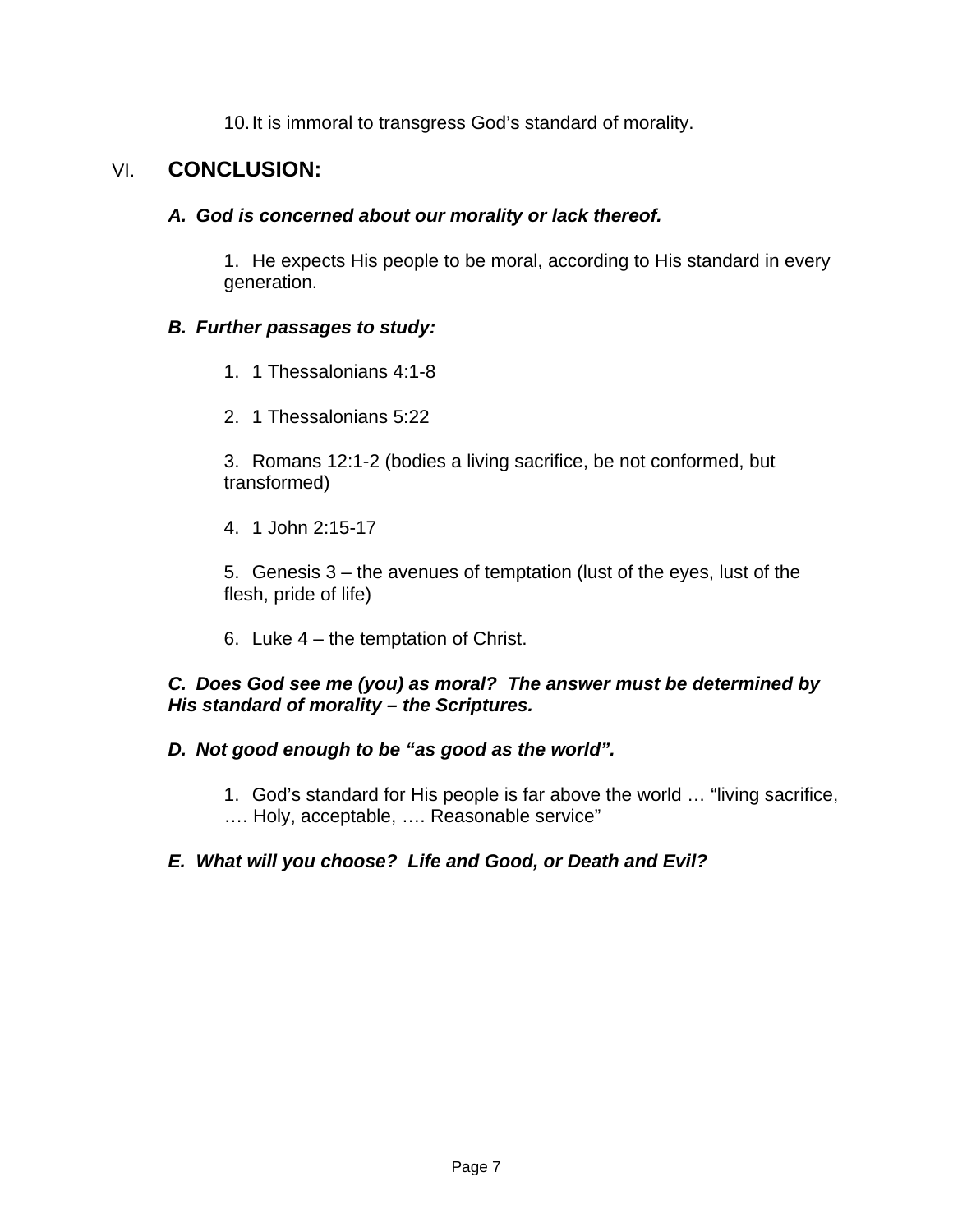10. It is immoral to transgress God's standard of morality.

## VI. CONCLUSION:

### *A. God is concerned about our morality or lack thereof.*

1. He expects His people to be moral, according to His standard in every generation.

### *B. Further passages to study:*

1. 1 Thessalonians 4:1-8

2. 1 Thessalonians 5:22

3. Romans 12:1-2 (bodies a living sacrifice, be not conformed, but transformed)

4. 1 John 2:15-17

5. Genesis 3 – the avenues of temptation (lust of the eyes, lust of the flesh, pride of life)

6. Luke 4 – the temptation of Christ.

### *C. Does God see me (you) as moral? The answer must be determined by His standard of morality – the Scriptures.*

### *D. Not good enough to be "as good as the world".*

1. God's standard for His people is far above the world … "living sacrifice, …. Holy, acceptable, …. Reasonable service"

### *E. What will you choose? Life and Good, or Death and Evil?*